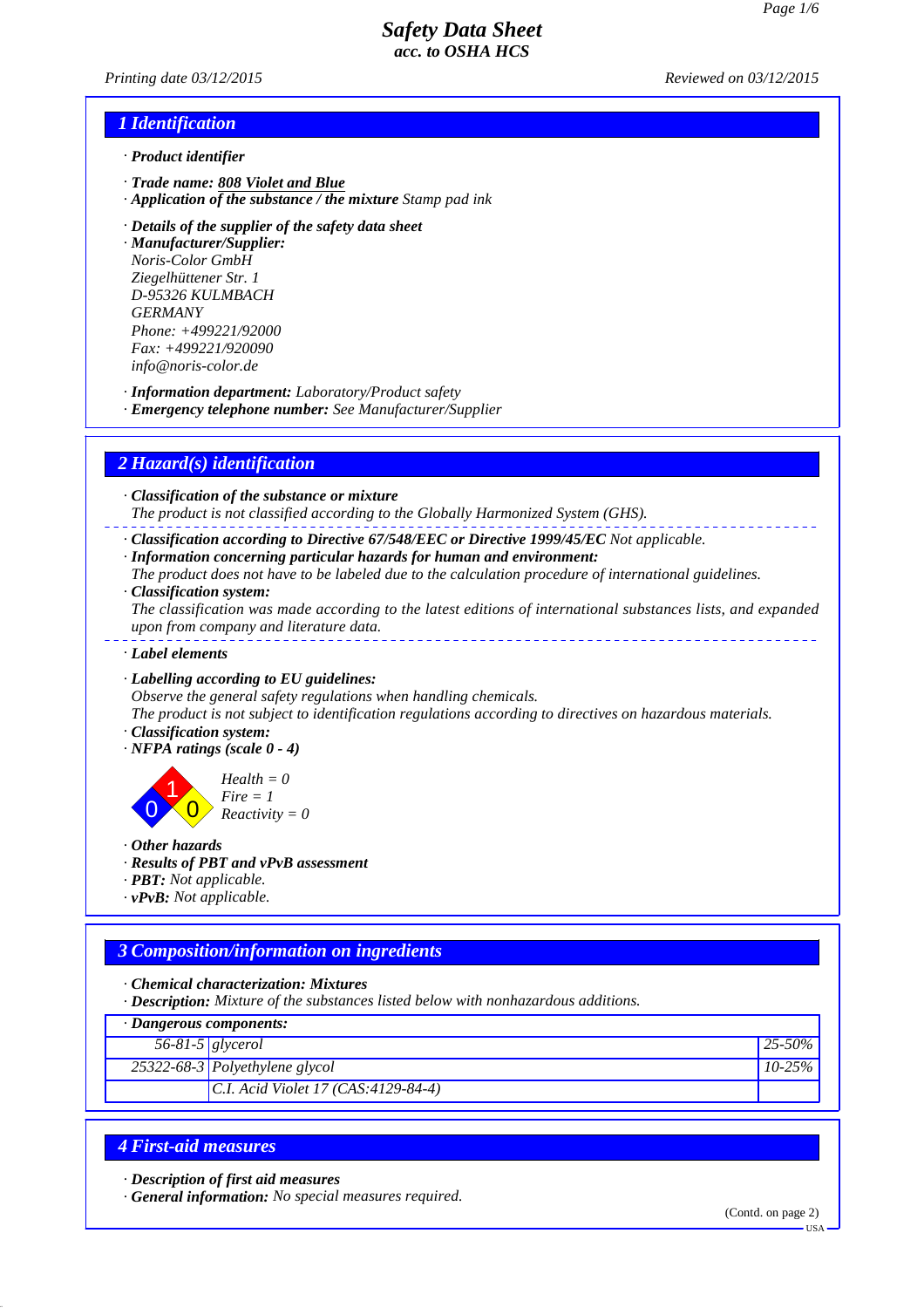# Safety Data Sheet
## acc. to OSHA HCS

*Printing date 03/12/2015* *Reviewed on 03/12/2015*

## 1 Identification

· **Product identifier**

· **Trade name: 808 Violet and Blue**
· **Application of the substance / the mixture** Stamp pad ink

· **Details of the supplier of the safety data sheet**
· **Manufacturer/Supplier:**
Noris-Color GmbH
Ziegelhüttener Str. 1
D-95326 KULMBACH
GERMANY
Phone: +499221/92000
Fax: +499221/920090
info@noris-color.de

· **Information department:** Laboratory/Product safety
· **Emergency telephone number:** See Manufacturer/Supplier

## 2 Hazard(s) identification

· **Classification of the substance or mixture**
The product is not classified according to the Globally Harmonized System (GHS).

· **Classification according to Directive 67/548/EEC or Directive 1999/45/EC** Not applicable.
· **Information concerning particular hazards for human and environment:**
The product does not have to be labeled due to the calculation procedure of international guidelines.
· **Classification system:**
The classification was made according to the latest editions of international substances lists, and expanded upon from company and literature data.

· **Label elements**

· **Labelling according to EU guidelines:**
Observe the general safety regulations when handling chemicals.
The product is not subject to identification regulations according to directives on hazardous materials.
· **Classification system:**
· **NFPA ratings (scale 0 - 4)**

Health = 0
Fire = 1
Reactivity = 0

· **Other hazards**
· **Results of PBT and vPvB assessment**
· **PBT:** Not applicable.
· **vPvB:** Not applicable.

## 3 Composition/information on ingredients

· **Chemical characterization: Mixtures**
· **Description:** Mixture of the substances listed below with nonhazardous additions.

| · Dangerous components: | | |
|---|---|---|
| 56-81-5 | glycerol | 25-50% |
| 25322-68-3 | Polyethylene glycol | 10-25% |
| | C.I. Acid Violet 17 (CAS:4129-84-4) | |

## 4 First-aid measures

· **Description of first aid measures**
· **General information:** No special measures required.

(Contd. on page 2)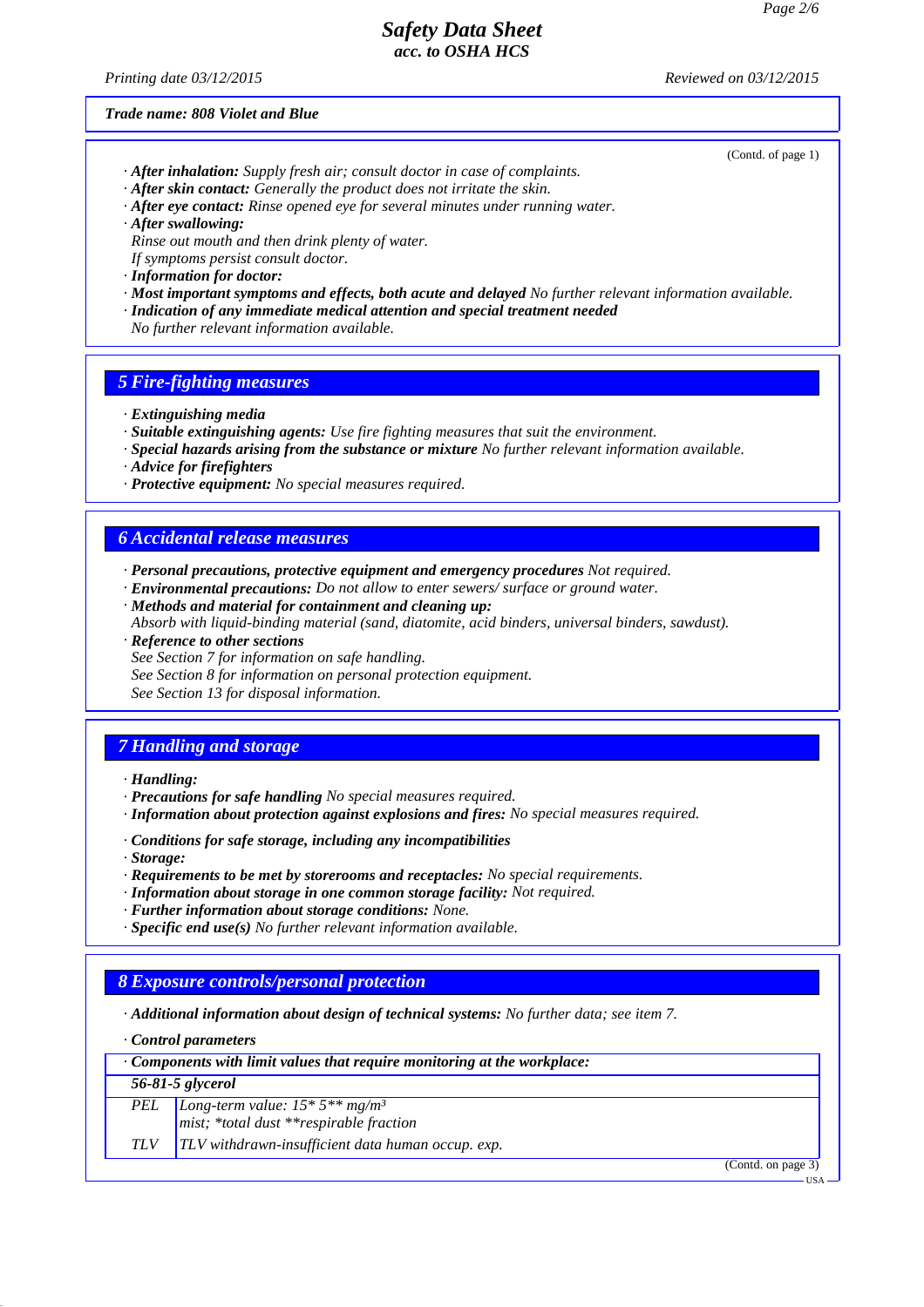*Trade name: 808 Violet and Blue*

(Contd. of page 1)

· ***After inhalation:*** *Supply fresh air; consult doctor in case of complaints.*
· ***After skin contact:*** *Generally the product does not irritate the skin.*
· ***After eye contact:*** *Rinse opened eye for several minutes under running water.*
· ***After swallowing:***
*Rinse out mouth and then drink plenty of water.*
*If symptoms persist consult doctor.*
· ***Information for doctor:***
· ***Most important symptoms and effects, both acute and delayed*** *No further relevant information available.*
· ***Indication of any immediate medical attention and special treatment needed***
*No further relevant information available.*

## 5 Fire-fighting measures

· ***Extinguishing media***
· ***Suitable extinguishing agents:*** *Use fire fighting measures that suit the environment.*
· ***Special hazards arising from the substance or mixture*** *No further relevant information available.*
· ***Advice for firefighters***
· ***Protective equipment:*** *No special measures required.*

## 6 Accidental release measures

· ***Personal precautions, protective equipment and emergency procedures*** *Not required.*
· ***Environmental precautions:*** *Do not allow to enter sewers/ surface or ground water.*
· ***Methods and material for containment and cleaning up:***
*Absorb with liquid-binding material (sand, diatomite, acid binders, universal binders, sawdust).*
· ***Reference to other sections***
*See Section 7 for information on safe handling.*
*See Section 8 for information on personal protection equipment.*
*See Section 13 for disposal information.*

## 7 Handling and storage

· ***Handling:***
· ***Precautions for safe handling*** *No special measures required.*
· ***Information about protection against explosions and fires:*** *No special measures required.*

· ***Conditions for safe storage, including any incompatibilities***
· ***Storage:***
· ***Requirements to be met by storerooms and receptacles:*** *No special requirements.*
· ***Information about storage in one common storage facility:*** *Not required.*
· ***Further information about storage conditions:*** *None.*
· ***Specific end use(s)*** *No further relevant information available.*

## 8 Exposure controls/personal protection

· ***Additional information about design of technical systems:*** *No further data; see item 7.*

· ***Control parameters***

| · Components with limit values that require monitoring at the workplace: | |
|---|---|
| **56-81-5 glycerol** | |
| PEL | Long-term value: 15* 5** mg/m³<br>mist; *total dust **respirable fraction |
| TLV | TLV withdrawn-insufficient data human occup. exp. |

(Contd. on page 3)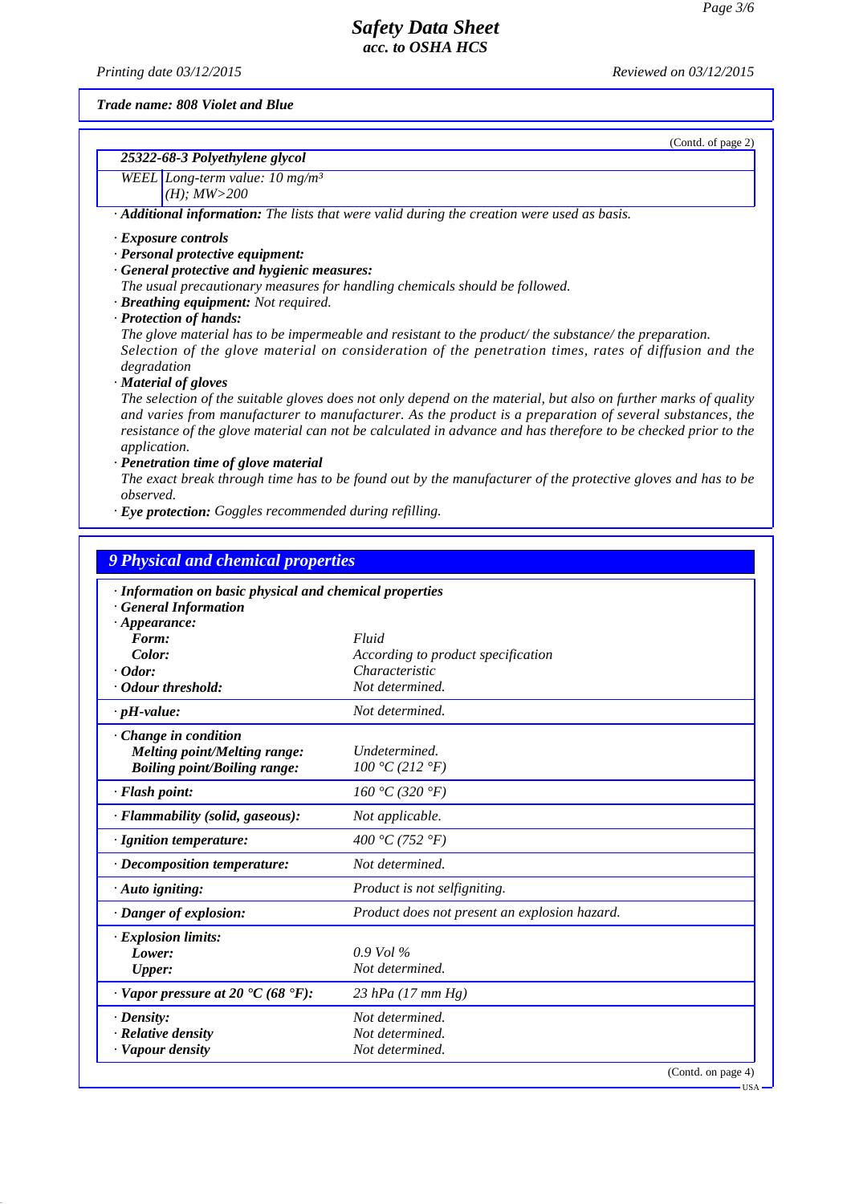Trade name: 808 Violet and Blue

(Contd. of page 2)

| 25322-68-3 Polyethylene glycol | |
|---|---|
| WEEL | Long-term value: 10 mg/m³ (H); MW>200 |

· **Additional information:** The lists that were valid during the creation were used as basis.

· **Exposure controls**
· **Personal protective equipment:**
· **General protective and hygienic measures:**
The usual precautionary measures for handling chemicals should be followed.
· **Breathing equipment:** Not required.
· **Protection of hands:**
The glove material has to be impermeable and resistant to the product/ the substance/ the preparation.
Selection of the glove material on consideration of the penetration times, rates of diffusion and the degradation
· **Material of gloves**
The selection of the suitable gloves does not only depend on the material, but also on further marks of quality and varies from manufacturer to manufacturer. As the product is a preparation of several substances, the resistance of the glove material can not be calculated in advance and has therefore to be checked prior to the application.
· **Penetration time of glove material**
The exact break through time has to be found out by the manufacturer of the protective gloves and has to be observed.
· **Eye protection:** Goggles recommended during refilling.

## 9 Physical and chemical properties

| Property | Value |
|---|---|
| · **Information on basic physical and chemical properties** | |
| · **General Information** | |
| · **Appearance:** | |
| **Form:** | Fluid |
| **Color:** | According to product specification |
| · **Odor:** | Characteristic |
| · **Odour threshold:** | Not determined. |
| · **pH-value:** | Not determined. |
| · **Change in condition** | |
| **Melting point/Melting range:** | Undetermined. |
| **Boiling point/Boiling range:** | 100 °C (212 °F) |
| · **Flash point:** | 160 °C (320 °F) |
| · **Flammability (solid, gaseous):** | Not applicable. |
| · **Ignition temperature:** | 400 °C (752 °F) |
| · **Decomposition temperature:** | Not determined. |
| · **Auto igniting:** | Product is not selfigniting. |
| · **Danger of explosion:** | Product does not present an explosion hazard. |
| · **Explosion limits:** | |
| **Lower:** | 0.9 Vol % |
| **Upper:** | Not determined. |
| · **Vapor pressure at 20 °C (68 °F):** | 23 hPa (17 mm Hg) |
| · **Density:** | Not determined. |
| · **Relative density** | Not determined. |
| · **Vapour density** | Not determined. |

(Contd. on page 4)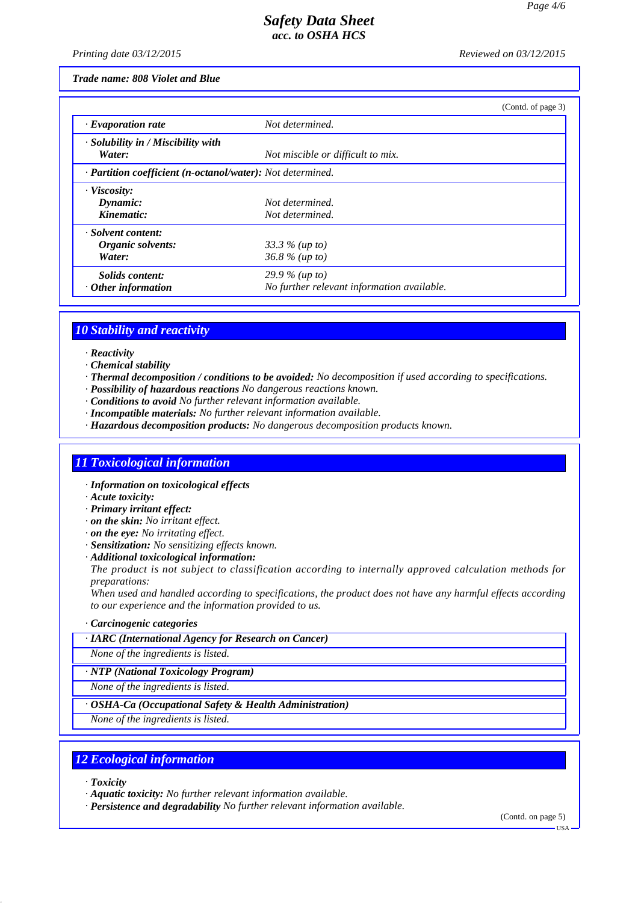*Trade name: 808 Violet and Blue*

(Contd. of page 3)

| | |
|---|---|
| · ***Evaporation rate*** | *Not determined.* |
| · ***Solubility in / Miscibility with*** | |
| ***Water:*** | *Not miscible or difficult to mix.* |
| · ***Partition coefficient (n-octanol/water):*** | *Not determined.* |
| · ***Viscosity:*** | |
| ***Dynamic:*** | *Not determined.* |
| ***Kinematic:*** | *Not determined.* |
| · ***Solvent content:*** | |
| ***Organic solvents:*** | *33.3 % (up to)* |
| ***Water:*** | *36.8 % (up to)* |
| ***Solids content:*** | *29.9 % (up to)* |
| · ***Other information*** | *No further relevant information available.* |

## 10 Stability and reactivity

· ***Reactivity***
· ***Chemical stability***
· ***Thermal decomposition / conditions to be avoided:*** *No decomposition if used according to specifications.*
· ***Possibility of hazardous reactions*** *No dangerous reactions known.*
· ***Conditions to avoid*** *No further relevant information available.*
· ***Incompatible materials:*** *No further relevant information available.*
· ***Hazardous decomposition products:*** *No dangerous decomposition products known.*

## 11 Toxicological information

· ***Information on toxicological effects***
· ***Acute toxicity:***
· ***Primary irritant effect:***
· ***on the skin:*** *No irritant effect.*
· ***on the eye:*** *No irritating effect.*
· ***Sensitization:*** *No sensitizing effects known.*
· ***Additional toxicological information:***
*The product is not subject to classification according to internally approved calculation methods for preparations:*
*When used and handled according to specifications, the product does not have any harmful effects according to our experience and the information provided to us.*

· ***Carcinogenic categories***

| · ***IARC (International Agency for Research on Cancer)*** |
|---|
| *None of the ingredients is listed.* |

| · ***NTP (National Toxicology Program)*** |
|---|
| *None of the ingredients is listed.* |

| · ***OSHA-Ca (Occupational Safety & Health Administration)*** |
|---|
| *None of the ingredients is listed.* |

## 12 Ecological information

· ***Toxicity***
· ***Aquatic toxicity:*** *No further relevant information available.*
· ***Persistence and degradability*** *No further relevant information available.*

(Contd. on page 5)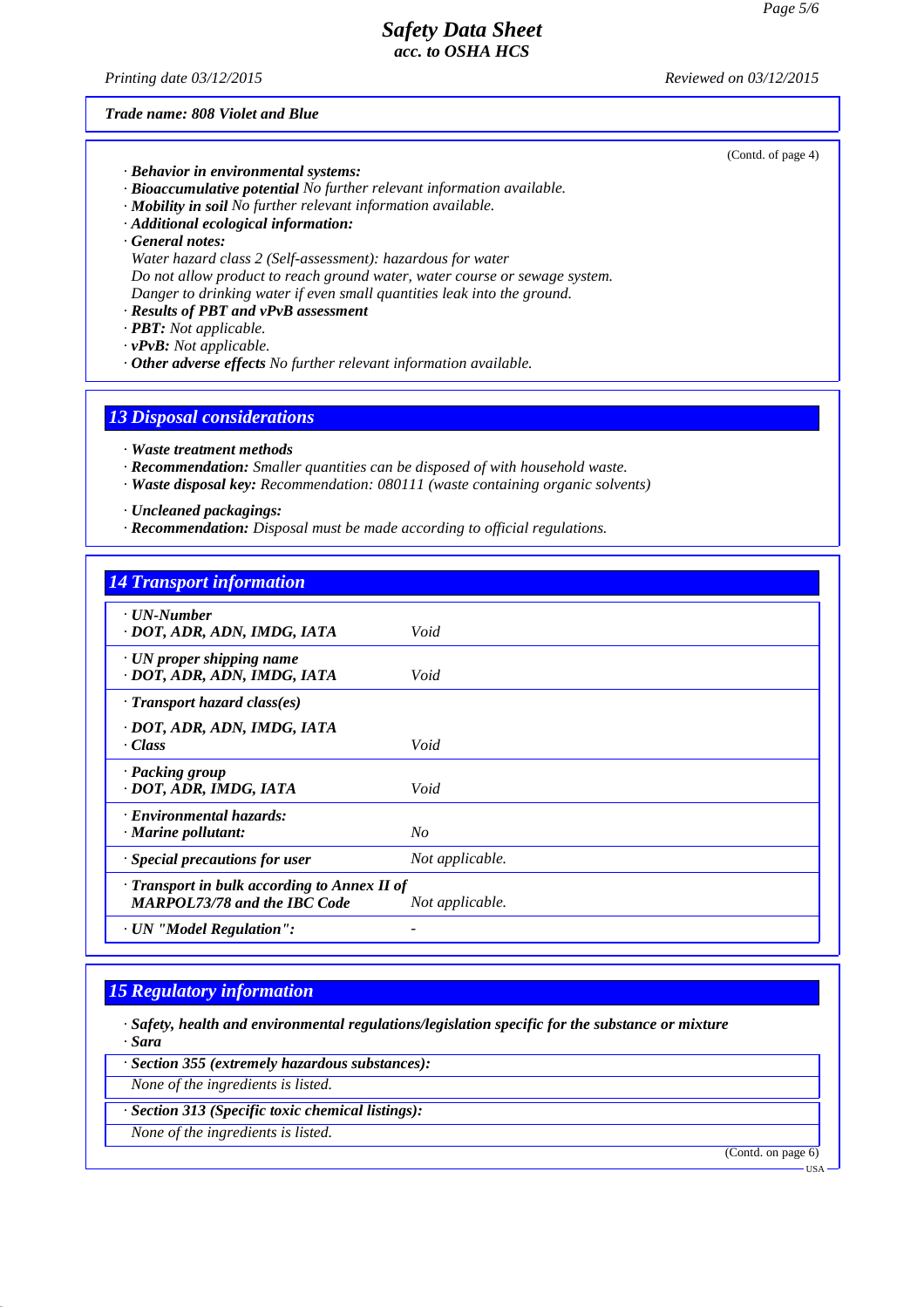Trade name: 808 Violet and Blue

(Contd. of page 4)

· **Behavior in environmental systems:**
· **Bioaccumulative potential** No further relevant information available.
· **Mobility in soil** No further relevant information available.
· **Additional ecological information:**
· **General notes:**
Water hazard class 2 (Self-assessment): hazardous for water
Do not allow product to reach ground water, water course or sewage system.
Danger to drinking water if even small quantities leak into the ground.
· **Results of PBT and vPvB assessment**
· **PBT:** Not applicable.
· **vPvB:** Not applicable.
· **Other adverse effects** No further relevant information available.

## 13 Disposal considerations

· **Waste treatment methods**
· **Recommendation:** Smaller quantities can be disposed of with household waste.
· **Waste disposal key:** Recommendation: 080111 (waste containing organic solvents)

· **Uncleaned packagings:**
· **Recommendation:** Disposal must be made according to official regulations.

## 14 Transport information

| | |
|---|---|
| · **UN-Number**<br>· **DOT, ADR, ADN, IMDG, IATA** | Void |
| · **UN proper shipping name**<br>· **DOT, ADR, ADN, IMDG, IATA** | Void |
| · **Transport hazard class(es)**<br>· **DOT, ADR, ADN, IMDG, IATA**<br>· **Class** | Void |
| · **Packing group**<br>· **DOT, ADR, IMDG, IATA** | Void |
| · **Environmental hazards:**<br>· **Marine pollutant:** | No |
| · **Special precautions for user** | Not applicable. |
| · **Transport in bulk according to Annex II of MARPOL73/78 and the IBC Code** | Not applicable. |
| · **UN "Model Regulation":** | - |

## 15 Regulatory information

· **Safety, health and environmental regulations/legislation specific for the substance or mixture**
· **Sara**

· **Section 355 (extremely hazardous substances):**
None of the ingredients is listed.

· **Section 313 (Specific toxic chemical listings):**
None of the ingredients is listed.

(Contd. on page 6)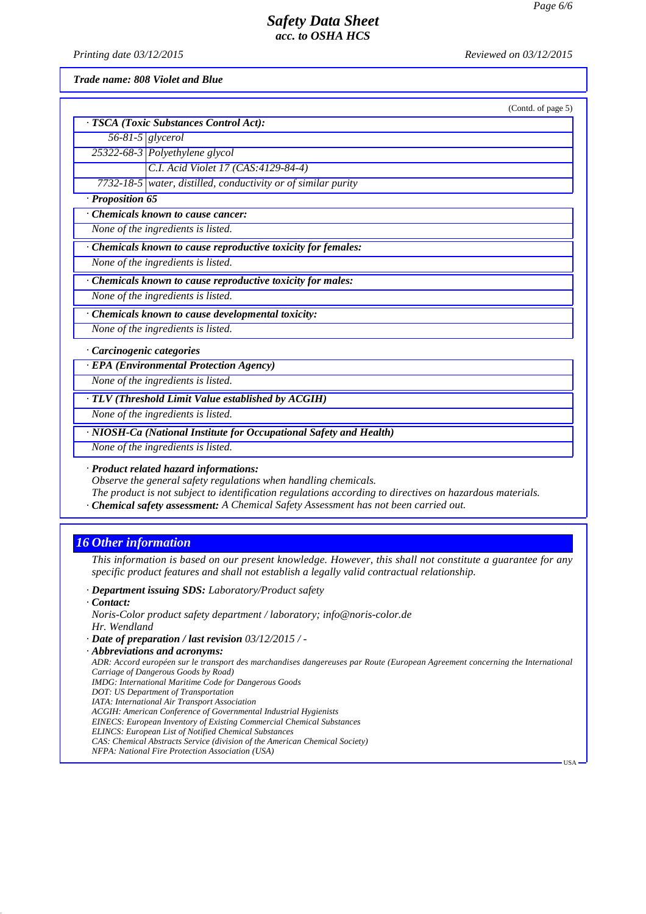(Contd. of page 5)

· **TSCA (Toxic Substances Control Act):**

| | |
|---|---|
| 56-81-5 | glycerol |
| 25322-68-3 | Polyethylene glycol |
| | C.I. Acid Violet 17 (CAS:4129-84-4) |
| 7732-18-5 | water, distilled, conductivity or of similar purity |

· **Proposition 65**

· **Chemicals known to cause cancer:**

None of the ingredients is listed.

· **Chemicals known to cause reproductive toxicity for females:**

None of the ingredients is listed.

· **Chemicals known to cause reproductive toxicity for males:**

None of the ingredients is listed.

· **Chemicals known to cause developmental toxicity:**

None of the ingredients is listed.

· **Carcinogenic categories**

· **EPA (Environmental Protection Agency)**

None of the ingredients is listed.

· **TLV (Threshold Limit Value established by ACGIH)**

None of the ingredients is listed.

· **NIOSH-Ca (National Institute for Occupational Safety and Health)**

None of the ingredients is listed.

· **Product related hazard informations:**
Observe the general safety regulations when handling chemicals.
The product is not subject to identification regulations according to directives on hazardous materials.

· **Chemical safety assessment:** A Chemical Safety Assessment has not been carried out.

## 16 Other information

This information is based on our present knowledge. However, this shall not constitute a guarantee for any specific product features and shall not establish a legally valid contractual relationship.

· **Department issuing SDS:** Laboratory/Product safety

· **Contact:**
Noris-Color product safety department / laboratory; info@noris-color.de
Hr. Wendland

· **Date of preparation / last revision** 03/12/2015 / -

· **Abbreviations and acronyms:**
ADR: Accord européen sur le transport des marchandises dangereuses par Route (European Agreement concerning the International Carriage of Dangerous Goods by Road)
IMDG: International Maritime Code for Dangerous Goods
DOT: US Department of Transportation
IATA: International Air Transport Association
ACGIH: American Conference of Governmental Industrial Hygienists
EINECS: European Inventory of Existing Commercial Chemical Substances
ELINCS: European List of Notified Chemical Substances
CAS: Chemical Abstracts Service (division of the American Chemical Society)
NFPA: National Fire Protection Association (USA)